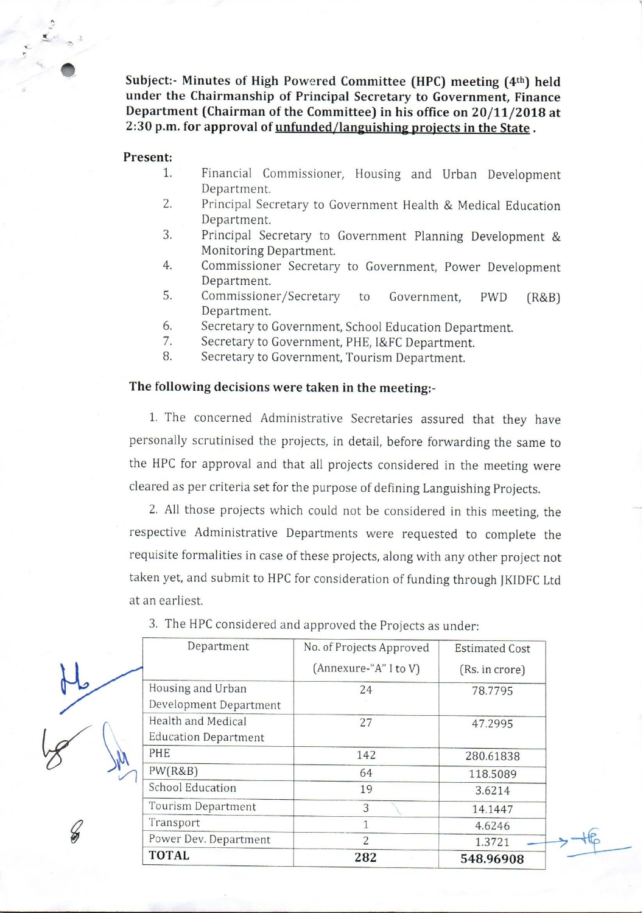**Subject:- Minutes of High Powered Committee (HPC) meeting (4th) held under the Chairmanship of Principal Secretary to Government, Finance Department (Chairman of the Committee) in his office on 20/11/2018 at 2:30 p.m. for approval of unfunded/languishing projects in the State.**

**Present:**

1. Financial Commissioner, Housing and Urban Development Department.
2. Principal Secretary to Government Health & Medical Education Department.
3. Principal Secretary to Government Planning Development & Monitoring Department.
4. Commissioner Secretary to Government, Power Development Department.
5. Commissioner/Secretary to Government, PWD (R&B) Department.
6. Secretary to Government, School Education Department.
7. Secretary to Government, PHE, I&FC Department.
8. Secretary to Government, Tourism Department.

**The following decisions were taken in the meeting:-**

1. The concerned Administrative Secretaries assured that they have personally scrutinised the projects, in detail, before forwarding the same to the HPC for approval and that all projects considered in the meeting were cleared as per criteria set for the purpose of defining Languishing Projects.

2. All those projects which could not be considered in this meeting, the respective Administrative Departments were requested to complete the requisite formalities in case of these projects, along with any other project not taken yet, and submit to HPC for consideration of funding through JKIDFC Ltd at an earliest.

3. The HPC considered and approved the Projects as under:

| Department | No. of Projects Approved (Annexure-"A" I to V) | Estimated Cost (Rs. in crore) |
|---|---|---|
| Housing and Urban Development Department | 24 | 78.7795 |
| Health and Medical Education Department | 27 | 47.2995 |
| PHE | 142 | 280.61838 |
| PW(R&B) | 64 | 118.5089 |
| School Education | 19 | 3.6214 |
| Tourism Department | 3 | 14.1447 |
| Transport | 1 | 4.6246 |
| Power Dev. Department | 2 | 1.3721 |
| **TOTAL** | **282** | **548.96908** |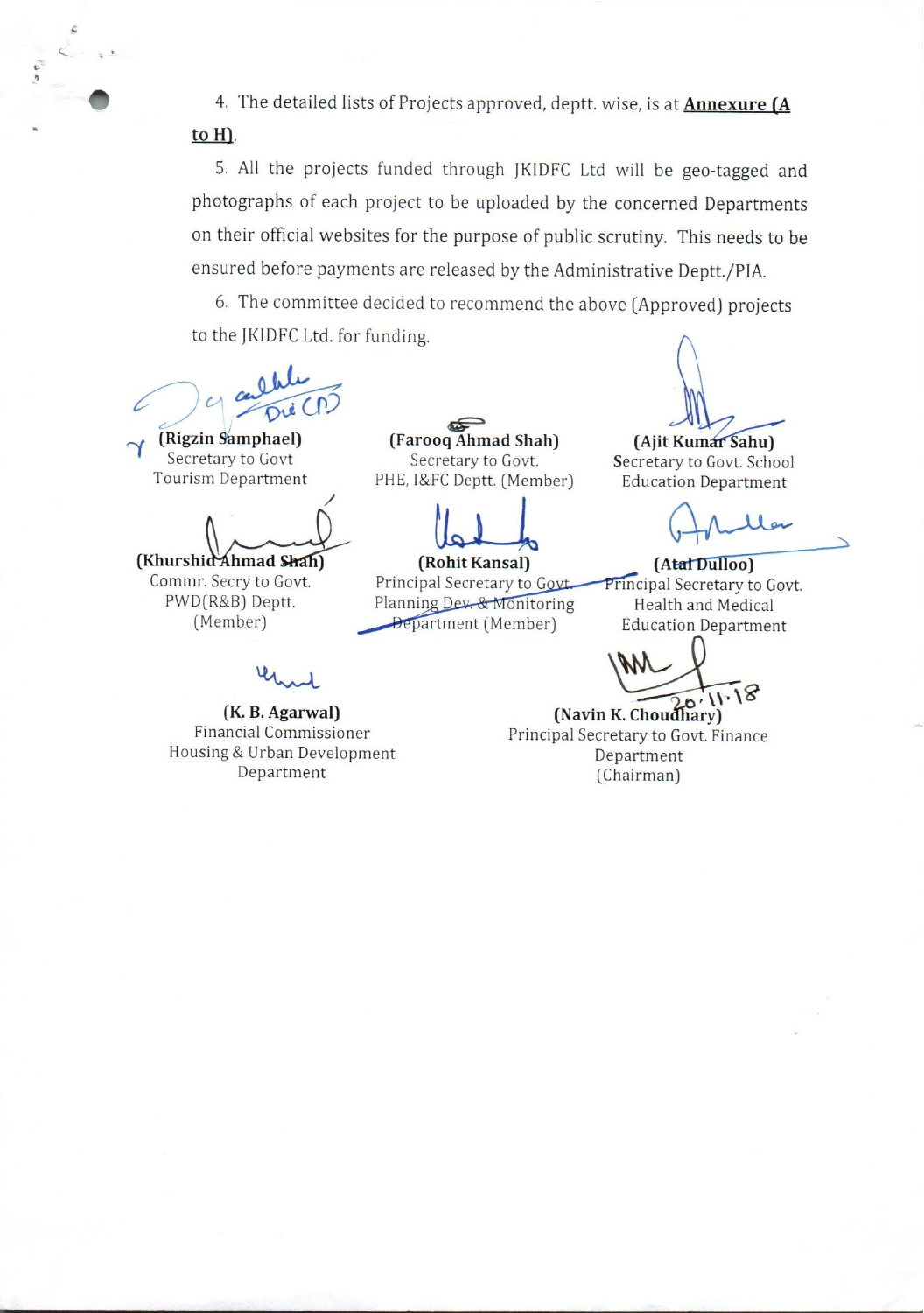4. The detailed lists of Projects approved, deptt. wise, is at **Annexure (A to H)**.

5. All the projects funded through JKIDFC Ltd will be geo-tagged and photographs of each project to be uploaded by the concerned Departments on their official websites for the purpose of public scrutiny. This needs to be ensured before payments are released by the Administrative Deptt./PIA.

6. The committee decided to recommend the above (Approved) projects to the JKIDFC Ltd. for funding.

| | | |
|---|---|---|
| **(Rigzin Samphael)**<br>Secretary to Govt<br>Tourism Department | **(Farooq Ahmad Shah)**<br>Secretary to Govt.<br>PHE, I&FC Deptt. (Member) | **(Ajit Kumar Sahu)**<br>Secretary to Govt. School<br>Education Department |
| **(Khurshid Ahmad Shah)**<br>Commr. Secry to Govt.<br>PWD(R&B) Deptt.<br>(Member) | **(Rohit Kansal)**<br>Principal Secretary to Govt.<br>Planning Dev. & Monitoring<br>Department (Member) | **(Atal Dulloo)**<br>Principal Secretary to Govt.<br>Health and Medical<br>Education Department |
| **(K. B. Agarwal)**<br>Financial Commissioner<br>Housing & Urban Development<br>Department | | **(Navin K. Choudhary)**<br>Principal Secretary to Govt. Finance<br>Department<br>(Chairman)<br>20.11.18 |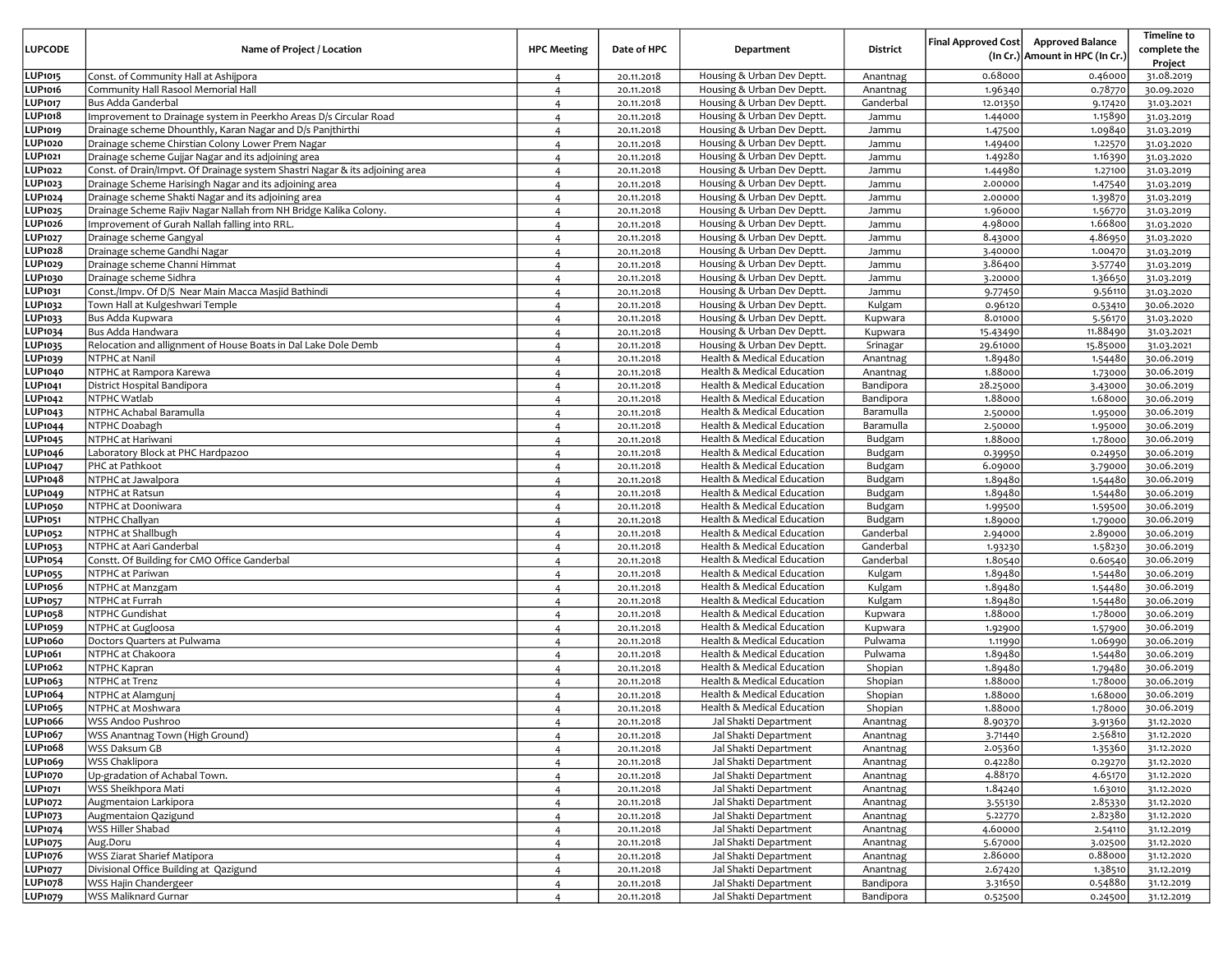| LUPCODE | Name of Project / Location | HPC Meeting | Date of HPC | Department | District | Final Approved Cost (In Cr.) | Approved Balance Amount in HPC (In Cr.) | Timeline to complete the Project |
|---|---|---|---|---|---|---|---|---|
| LUP1015 | Const. of Community Hall at Ashijpora | 4 | 20.11.2018 | Housing & Urban Dev Deptt. | Anantnag | 0.68000 | 0.46000 | 31.08.2019 |
| LUP1016 | Community Hall Rasool Memorial Hall | 4 | 20.11.2018 | Housing & Urban Dev Deptt. | Anantnag | 1.96340 | 0.78770 | 30.09.2020 |
| LUP1017 | Bus Adda Ganderbal | 4 | 20.11.2018 | Housing & Urban Dev Deptt. | Ganderbal | 12.01350 | 9.17420 | 31.03.2021 |
| LUP1018 | Improvement to Drainage system in Peerkho Areas D/s Circular Road | 4 | 20.11.2018 | Housing & Urban Dev Deptt. | Jammu | 1.44000 | 1.15890 | 31.03.2019 |
| LUP1019 | Drainage scheme Dhounthly, Karan Nagar and D/s Panjthirthi | 4 | 20.11.2018 | Housing & Urban Dev Deptt. | Jammu | 1.47500 | 1.09840 | 31.03.2019 |
| LUP1020 | Drainage scheme Chirstian Colony Lower Prem Nagar | 4 | 20.11.2018 | Housing & Urban Dev Deptt. | Jammu | 1.49400 | 1.22570 | 31.03.2020 |
| LUP1021 | Drainage scheme Gujjar Nagar and its adjoining area | 4 | 20.11.2018 | Housing & Urban Dev Deptt. | Jammu | 1.49280 | 1.16390 | 31.03.2020 |
| LUP1022 | Const. of Drain/Impvt. Of Drainage system Shastri Nagar & its adjoining area | 4 | 20.11.2018 | Housing & Urban Dev Deptt. | Jammu | 1.44980 | 1.27100 | 31.03.2019 |
| LUP1023 | Drainage Scheme Harisingh Nagar and its adjoining area | 4 | 20.11.2018 | Housing & Urban Dev Deptt. | Jammu | 2.00000 | 1.47540 | 31.03.2019 |
| LUP1024 | Drainage scheme Shakti Nagar and its adjoining area | 4 | 20.11.2018 | Housing & Urban Dev Deptt. | Jammu | 2.00000 | 1.39870 | 31.03.2019 |
| LUP1025 | Drainage Scheme Rajiv Nagar Nallah from NH Bridge Kalika Colony. | 4 | 20.11.2018 | Housing & Urban Dev Deptt. | Jammu | 1.96000 | 1.56770 | 31.03.2019 |
| LUP1026 | Improvement of Gurah Nallah falling into RRL. | 4 | 20.11.2018 | Housing & Urban Dev Deptt. | Jammu | 4.98000 | 1.66800 | 31.03.2020 |
| LUP1027 | Drainage scheme Gangyal | 4 | 20.11.2018 | Housing & Urban Dev Deptt. | Jammu | 8.43000 | 4.86950 | 31.03.2020 |
| LUP1028 | Drainage scheme Gandhi Nagar | 4 | 20.11.2018 | Housing & Urban Dev Deptt. | Jammu | 3.40000 | 1.00470 | 31.03.2019 |
| LUP1029 | Drainage scheme Channi Himmat | 4 | 20.11.2018 | Housing & Urban Dev Deptt. | Jammu | 3.86400 | 3.57740 | 31.03.2019 |
| LUP1030 | Drainage scheme Sidhra | 4 | 20.11.2018 | Housing & Urban Dev Deptt. | Jammu | 3.20000 | 1.36650 | 31.03.2019 |
| LUP1031 | Const./Impv. Of D/S Near Main Macca Masjid Bathindi | 4 | 20.11.2018 | Housing & Urban Dev Deptt. | Jammu | 9.77450 | 9.56110 | 31.03.2020 |
| LUP1032 | Town Hall at Kulgeshwari Temple | 4 | 20.11.2018 | Housing & Urban Dev Deptt. | Kulgam | 0.96120 | 0.53410 | 30.06.2020 |
| LUP1033 | Bus Adda Kupwara | 4 | 20.11.2018 | Housing & Urban Dev Deptt. | Kupwara | 8.01000 | 5.56170 | 31.03.2020 |
| LUP1034 | Bus Adda Handwara | 4 | 20.11.2018 | Housing & Urban Dev Deptt. | Kupwara | 15.43490 | 11.88490 | 31.03.2021 |
| LUP1035 | Relocation and allignment of House Boats in Dal Lake Dole Demb | 4 | 20.11.2018 | Housing & Urban Dev Deptt. | Srinagar | 29.61000 | 15.85000 | 31.03.2021 |
| LUP1039 | NTPHC at Nanil | 4 | 20.11.2018 | Health & Medical Education | Anantnag | 1.89480 | 1.54480 | 30.06.2019 |
| LUP1040 | NTPHC at Rampora Karewa | 4 | 20.11.2018 | Health & Medical Education | Anantnag | 1.88000 | 1.73000 | 30.06.2019 |
| LUP1041 | District Hospital Bandipora | 4 | 20.11.2018 | Health & Medical Education | Bandipora | 28.25000 | 3.43000 | 30.06.2019 |
| LUP1042 | NTPHC Watlab | 4 | 20.11.2018 | Health & Medical Education | Bandipora | 1.88000 | 1.68000 | 30.06.2019 |
| LUP1043 | NTPHC Achabal Baramulla | 4 | 20.11.2018 | Health & Medical Education | Baramulla | 2.50000 | 1.95000 | 30.06.2019 |
| LUP1044 | NTPHC Doabagh | 4 | 20.11.2018 | Health & Medical Education | Baramulla | 2.50000 | 1.95000 | 30.06.2019 |
| LUP1045 | NTPHC at Hariwani | 4 | 20.11.2018 | Health & Medical Education | Budgam | 1.88000 | 1.78000 | 30.06.2019 |
| LUP1046 | Laboratory Block at PHC Hardpazoo | 4 | 20.11.2018 | Health & Medical Education | Budgam | 0.39950 | 0.24950 | 30.06.2019 |
| LUP1047 | PHC at Pathkoot | 4 | 20.11.2018 | Health & Medical Education | Budgam | 6.09000 | 3.79000 | 30.06.2019 |
| LUP1048 | NTPHC at Jawalpora | 4 | 20.11.2018 | Health & Medical Education | Budgam | 1.89480 | 1.54480 | 30.06.2019 |
| LUP1049 | NTPHC at Ratsun | 4 | 20.11.2018 | Health & Medical Education | Budgam | 1.89480 | 1.54480 | 30.06.2019 |
| LUP1050 | NTPHC at Dooniwara | 4 | 20.11.2018 | Health & Medical Education | Budgam | 1.99500 | 1.59500 | 30.06.2019 |
| LUP1051 | NTPHC Challyan | 4 | 20.11.2018 | Health & Medical Education | Budgam | 1.89000 | 1.79000 | 30.06.2019 |
| LUP1052 | NTPHC at Shallbugh | 4 | 20.11.2018 | Health & Medical Education | Ganderbal | 2.94000 | 2.89000 | 30.06.2019 |
| LUP1053 | NTPHC at Aari Ganderbal | 4 | 20.11.2018 | Health & Medical Education | Ganderbal | 1.93230 | 1.58230 | 30.06.2019 |
| LUP1054 | Constt. Of Building for CMO Office Ganderbal | 4 | 20.11.2018 | Health & Medical Education | Ganderbal | 1.80540 | 0.60540 | 30.06.2019 |
| LUP1055 | NTPHC at Pariwan | 4 | 20.11.2018 | Health & Medical Education | Kulgam | 1.89480 | 1.54480 | 30.06.2019 |
| LUP1056 | NTPHC at Manzgam | 4 | 20.11.2018 | Health & Medical Education | Kulgam | 1.89480 | 1.54480 | 30.06.2019 |
| LUP1057 | NTPHC at Furrah | 4 | 20.11.2018 | Health & Medical Education | Kulgam | 1.89480 | 1.54480 | 30.06.2019 |
| LUP1058 | NTPHC Gundishat | 4 | 20.11.2018 | Health & Medical Education | Kupwara | 1.88000 | 1.78000 | 30.06.2019 |
| LUP1059 | NTPHC at Gugloosa | 4 | 20.11.2018 | Health & Medical Education | Kupwara | 1.92900 | 1.57900 | 30.06.2019 |
| LUP1060 | Doctors Quarters at Pulwama | 4 | 20.11.2018 | Health & Medical Education | Pulwama | 1.11990 | 1.06990 | 30.06.2019 |
| LUP1061 | NTPHC at Chakoora | 4 | 20.11.2018 | Health & Medical Education | Pulwama | 1.89480 | 1.54480 | 30.06.2019 |
| LUP1062 | NTPHC Kapran | 4 | 20.11.2018 | Health & Medical Education | Shopian | 1.89480 | 1.79480 | 30.06.2019 |
| LUP1063 | NTPHC at Trenz | 4 | 20.11.2018 | Health & Medical Education | Shopian | 1.88000 | 1.78000 | 30.06.2019 |
| LUP1064 | NTPHC at Alamgunj | 4 | 20.11.2018 | Health & Medical Education | Shopian | 1.88000 | 1.68000 | 30.06.2019 |
| LUP1065 | NTPHC at Moshwara | 4 | 20.11.2018 | Health & Medical Education | Shopian | 1.88000 | 1.78000 | 30.06.2019 |
| LUP1066 | WSS Andoo Pushroo | 4 | 20.11.2018 | Jal Shakti Department | Anantnag | 8.90370 | 3.91360 | 31.12.2020 |
| LUP1067 | WSS Anantnag Town (High Ground) | 4 | 20.11.2018 | Jal Shakti Department | Anantnag | 3.71440 | 2.56810 | 31.12.2020 |
| LUP1068 | WSS Daksum GB | 4 | 20.11.2018 | Jal Shakti Department | Anantnag | 2.05360 | 1.35360 | 31.12.2020 |
| LUP1069 | WSS Chaklipora | 4 | 20.11.2018 | Jal Shakti Department | Anantnag | 0.42280 | 0.29270 | 31.12.2020 |
| LUP1070 | Up-gradation of Achabal Town. | 4 | 20.11.2018 | Jal Shakti Department | Anantnag | 4.88170 | 4.65170 | 31.12.2020 |
| LUP1071 | WSS Sheikhpora Mati | 4 | 20.11.2018 | Jal Shakti Department | Anantnag | 1.84240 | 1.63010 | 31.12.2020 |
| LUP1072 | Augmentaion Larkipora | 4 | 20.11.2018 | Jal Shakti Department | Anantnag | 3.55130 | 2.85330 | 31.12.2020 |
| LUP1073 | Augmentaion Qazigund | 4 | 20.11.2018 | Jal Shakti Department | Anantnag | 5.22770 | 2.82380 | 31.12.2020 |
| LUP1074 | WSS Hiller Shabad | 4 | 20.11.2018 | Jal Shakti Department | Anantnag | 4.60000 | 2.54110 | 31.12.2019 |
| LUP1075 | Aug.Doru | 4 | 20.11.2018 | Jal Shakti Department | Anantnag | 5.67000 | 3.02500 | 31.12.2020 |
| LUP1076 | WSS Ziarat Sharief Matipora | 4 | 20.11.2018 | Jal Shakti Department | Anantnag | 2.86000 | 0.88000 | 31.12.2020 |
| LUP1077 | Divisional Office Building at Qazigund | 4 | 20.11.2018 | Jal Shakti Department | Anantnag | 2.67420 | 1.38510 | 31.12.2019 |
| LUP1078 | WSS Hajin Chandergeer | 4 | 20.11.2018 | Jal Shakti Department | Bandipora | 3.31650 | 0.54880 | 31.12.2019 |
| LUP1079 | WSS Maliknard Gurnar | 4 | 20.11.2018 | Jal Shakti Department | Bandipora | 0.52500 | 0.24500 | 31.12.2019 |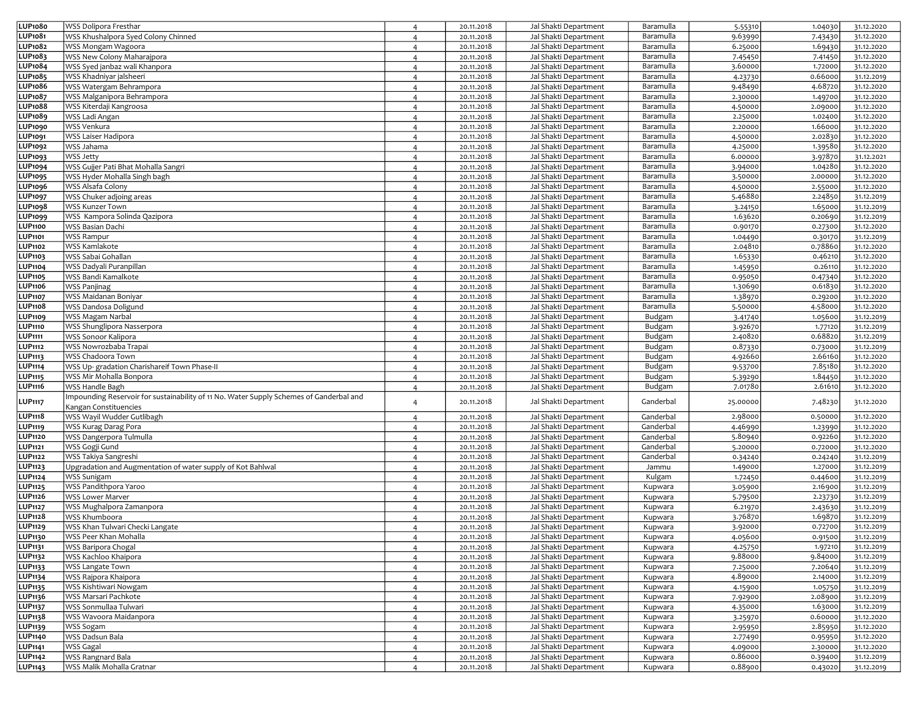| LUP1080 | WSS Dolipora Fresthar | 4 | 20.11.2018 | Jal Shakti Department | Baramulla | 5.55310 | 1.04030 | 31.12.2020 |
|---|---|---|---|---|---|---|---|---|
| LUP1081 | WSS Khushalpora Syed Colony Chinned | 4 | 20.11.2018 | Jal Shakti Department | Baramulla | 9.63990 | 7.43430 | 31.12.2020 |
| LUP1082 | WSS Mongam Wagoora | 4 | 20.11.2018 | Jal Shakti Department | Baramulla | 6.25000 | 1.69430 | 31.12.2020 |
| LUP1083 | WSS New Colony Maharajpora | 4 | 20.11.2018 | Jal Shakti Department | Baramulla | 7.45450 | 7.41450 | 31.12.2020 |
| LUP1084 | WSS Syed janbaz wali Khanpora | 4 | 20.11.2018 | Jal Shakti Department | Baramulla | 3.60000 | 1.72000 | 31.12.2020 |
| LUP1085 | WSS Khadniyar jalsheeri | 4 | 20.11.2018 | Jal Shakti Department | Baramulla | 4.23730 | 0.66000 | 31.12.2019 |
| LUP1086 | WSS Watergam Behrampora | 4 | 20.11.2018 | Jal Shakti Department | Baramulla | 9.48490 | 4.68720 | 31.12.2020 |
| LUP1087 | WSS Malganipora Behrampora | 4 | 20.11.2018 | Jal Shakti Department | Baramulla | 2.30000 | 1.49700 | 31.12.2020 |
| LUP1088 | WSS Kiterdaji Kangroosa | 4 | 20.11.2018 | Jal Shakti Department | Baramulla | 4.50000 | 2.09000 | 31.12.2020 |
| LUP1089 | WSS Ladi Angan | 4 | 20.11.2018 | Jal Shakti Department | Baramulla | 2.25000 | 1.02400 | 31.12.2020 |
| LUP1090 | WSS Venkura | 4 | 20.11.2018 | Jal Shakti Department | Baramulla | 2.20000 | 1.66000 | 31.12.2020 |
| LUP1091 | WSS Laiser Hadipora | 4 | 20.11.2018 | Jal Shakti Department | Baramulla | 4.50000 | 2.02830 | 31.12.2020 |
| LUP1092 | WSS Jahama | 4 | 20.11.2018 | Jal Shakti Department | Baramulla | 4.25000 | 1.39580 | 31.12.2020 |
| LUP1093 | WSS Jetty | 4 | 20.11.2018 | Jal Shakti Department | Baramulla | 6.00000 | 3.97870 | 31.12.2021 |
| LUP1094 | WSS Gujjer Pati Bhat Mohalla Sangri | 4 | 20.11.2018 | Jal Shakti Department | Baramulla | 3.94000 | 1.04280 | 31.12.2020 |
| LUP1095 | WSS Hyder Mohalla Singh bagh | 4 | 20.11.2018 | Jal Shakti Department | Baramulla | 3.50000 | 2.00000 | 31.12.2020 |
| LUP1096 | WSS Alsafa Colony | 4 | 20.11.2018 | Jal Shakti Department | Baramulla | 4.50000 | 2.55000 | 31.12.2020 |
| LUP1097 | WSS Chuker adjoing areas | 4 | 20.11.2018 | Jal Shakti Department | Baramulla | 5.46880 | 2.24850 | 31.12.2019 |
| LUP1098 | WSS Kunzer Town | 4 | 20.11.2018 | Jal Shakti Department | Baramulla | 3.24150 | 1.65000 | 31.12.2019 |
| LUP1099 | WSS Kampora Solinda Qazipora | 4 | 20.11.2018 | Jal Shakti Department | Baramulla | 1.63620 | 0.20690 | 31.12.2019 |
| LUP1100 | WSS Basian Dachi | 4 | 20.11.2018 | Jal Shakti Department | Baramulla | 0.90170 | 0.27300 | 31.12.2020 |
| LUP1101 | WSS Rampur | 4 | 20.11.2018 | Jal Shakti Department | Baramulla | 1.04490 | 0.30170 | 31.12.2019 |
| LUP1102 | WSS Kamlakote | 4 | 20.11.2018 | Jal Shakti Department | Baramulla | 2.04810 | 0.78860 | 31.12.2020 |
| LUP1103 | WSS Sabai Gohallan | 4 | 20.11.2018 | Jal Shakti Department | Baramulla | 1.65330 | 0.46210 | 31.12.2020 |
| LUP1104 | WSS Dadyali Puranpillan | 4 | 20.11.2018 | Jal Shakti Department | Baramulla | 1.45950 | 0.26110 | 31.12.2020 |
| LUP1105 | WSS Bandi Kamalkote | 4 | 20.11.2018 | Jal Shakti Department | Baramulla | 0.95050 | 0.47340 | 31.12.2020 |
| LUP1106 | WSS Panjinag | 4 | 20.11.2018 | Jal Shakti Department | Baramulla | 1.30690 | 0.61830 | 31.12.2020 |
| LUP1107 | WSS Maidanan Boniyar | 4 | 20.11.2018 | Jal Shakti Department | Baramulla | 1.38970 | 0.29200 | 31.12.2020 |
| LUP1108 | WSS Dandosa Doligund | 4 | 20.11.2018 | Jal Shakti Department | Baramulla | 5.50000 | 4.58000 | 31.12.2020 |
| LUP1109 | WSS Magam Narbal | 4 | 20.11.2018 | Jal Shakti Department | Budgam | 3.41740 | 1.05600 | 31.12.2019 |
| LUP1110 | WSS Shunglipora Nasserpora | 4 | 20.11.2018 | Jal Shakti Department | Budgam | 3.92670 | 1.77120 | 31.12.2019 |
| LUP1111 | WSS Sonoor Kalipora | 4 | 20.11.2018 | Jal Shakti Department | Budgam | 2.40820 | 0.68820 | 31.12.2019 |
| LUP1112 | WSS Nowrozbaba Trapai | 4 | 20.11.2018 | Jal Shakti Department | Budgam | 0.87330 | 0.73000 | 31.12.2019 |
| LUP1113 | WSS Chadoora Town | 4 | 20.11.2018 | Jal Shakti Department | Budgam | 4.92660 | 2.66160 | 31.12.2020 |
| LUP1114 | WSS Up- gradation Charishareif Town Phase-II | 4 | 20.11.2018 | Jal Shakti Department | Budgam | 9.53700 | 7.85180 | 31.12.2020 |
| LUP1115 | WSS Mir Mohalla Bonpora | 4 | 20.11.2018 | Jal Shakti Department | Budgam | 5.39290 | 1.84450 | 31.12.2020 |
| LUP1116 | WSS Handle Bagh | 4 | 20.11.2018 | Jal Shakti Department | Budgam | 7.01780 | 2.61610 | 31.12.2020 |
| LUP1117 | Impounding Reservoir for sustainability of 11 No. Water Supply Schemes of Ganderbal and Kangan Constituencies | 4 | 20.11.2018 | Jal Shakti Department | Ganderbal | 25.00000 | 7.48230 | 31.12.2020 |
| LUP1118 | WSS Wayil Wudder Gutlibagh | 4 | 20.11.2018 | Jal Shakti Department | Ganderbal | 2.98000 | 0.50000 | 31.12.2020 |
| LUP1119 | WSS Kurag Darag Pora | 4 | 20.11.2018 | Jal Shakti Department | Ganderbal | 4.46990 | 1.23990 | 31.12.2020 |
| LUP1120 | WSS Dangerpora Tulmulla | 4 | 20.11.2018 | Jal Shakti Department | Ganderbal | 5.80940 | 0.92260 | 31.12.2020 |
| LUP1121 | WSS Gogji Gund | 4 | 20.11.2018 | Jal Shakti Department | Ganderbal | 5.20000 | 0.72000 | 31.12.2020 |
| LUP1122 | WSS Takiya Sangreshi | 4 | 20.11.2018 | Jal Shakti Department | Ganderbal | 0.34240 | 0.24240 | 31.12.2019 |
| LUP1123 | Upgradation and Augmentation of water supply of Kot Bahlwal | 4 | 20.11.2018 | Jal Shakti Department | Jammu | 1.49000 | 1.27000 | 31.12.2019 |
| LUP1124 | WSS Sunigam | 4 | 20.11.2018 | Jal Shakti Department | Kulgam | 1.72450 | 0.44600 | 31.12.2019 |
| LUP1125 | WSS Pandithpora Yaroo | 4 | 20.11.2018 | Jal Shakti Department | Kupwara | 3.05900 | 2.16900 | 31.12.2019 |
| LUP1126 | WSS Lower Marver | 4 | 20.11.2018 | Jal Shakti Department | Kupwara | 5.79500 | 2.23730 | 31.12.2019 |
| LUP1127 | WSS Mughalpora Zamanpora | 4 | 20.11.2018 | Jal Shakti Department | Kupwara | 6.21970 | 2.43630 | 31.12.2019 |
| LUP1128 | WSS Khumboora | 4 | 20.11.2018 | Jal Shakti Department | Kupwara | 3.76870 | 1.69870 | 31.12.2019 |
| LUP1129 | WSS Khan Tulwari Checki Langate | 4 | 20.11.2018 | Jal Shakti Department | Kupwara | 3.92000 | 0.72700 | 31.12.2019 |
| LUP1130 | WSS Peer Khan Mohalla | 4 | 20.11.2018 | Jal Shakti Department | Kupwara | 4.05600 | 0.91500 | 31.12.2019 |
| LUP1131 | WSS Baripora Chogal | 4 | 20.11.2018 | Jal Shakti Department | Kupwara | 4.25750 | 1.97210 | 31.12.2019 |
| LUP1132 | WSS Kachloo Khaipora | 4 | 20.11.2018 | Jal Shakti Department | Kupwara | 9.88000 | 9.84000 | 31.12.2019 |
| LUP1133 | WSS Langate Town | 4 | 20.11.2018 | Jal Shakti Department | Kupwara | 7.25000 | 7.20640 | 31.12.2019 |
| LUP1134 | WSS Rajpora Khaipora | 4 | 20.11.2018 | Jal Shakti Department | Kupwara | 4.89000 | 2.14000 | 31.12.2019 |
| LUP1135 | WSS Kishtiwari Nowgam | 4 | 20.11.2018 | Jal Shakti Department | Kupwara | 4.15900 | 1.05750 | 31.12.2019 |
| LUP1136 | WSS Marsari Pachkote | 4 | 20.11.2018 | Jal Shakti Department | Kupwara | 7.92900 | 2.08900 | 31.12.2019 |
| LUP1137 | WSS Sonmullaa Tulwari | 4 | 20.11.2018 | Jal Shakti Department | Kupwara | 4.35000 | 1.63000 | 31.12.2019 |
| LUP1138 | WSS Wavoora Maidanpora | 4 | 20.11.2018 | Jal Shakti Department | Kupwara | 3.25970 | 0.60000 | 31.12.2020 |
| LUP1139 | WSS Sogam | 4 | 20.11.2018 | Jal Shakti Department | Kupwara | 2.95950 | 2.85950 | 31.12.2020 |
| LUP1140 | WSS Dadsun Bala | 4 | 20.11.2018 | Jal Shakti Department | Kupwara | 2.77490 | 0.95950 | 31.12.2020 |
| LUP1141 | WSS Gagal | 4 | 20.11.2018 | Jal Shakti Department | Kupwara | 4.09000 | 2.30000 | 31.12.2020 |
| LUP1142 | WSS Rangnard Bala | 4 | 20.11.2018 | Jal Shakti Department | Kupwara | 0.86000 | 0.39400 | 31.12.2019 |
| LUP1143 | WSS Malik Mohalla Gratnar | 4 | 20.11.2018 | Jal Shakti Department | Kupwara | 0.88900 | 0.43020 | 31.12.2019 |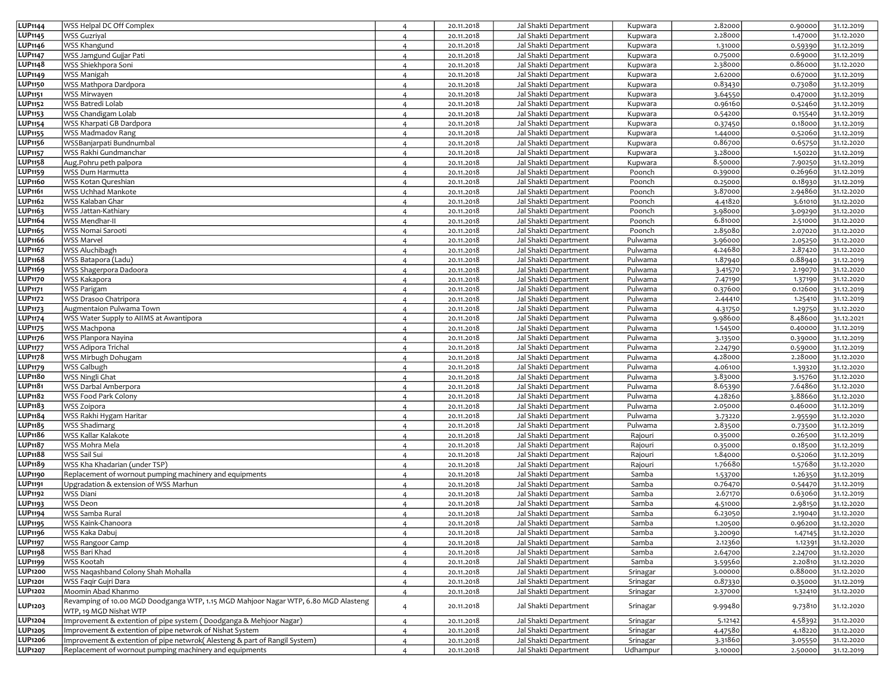| | | | | | | | | |
|---|---|---|---|---|---|---|---|---|
| LUP1144 | WSS Helpal DC Off Complex | 4 | 20.11.2018 | Jal Shakti Department | Kupwara | 2.82000 | 0.90000 | 31.12.2019 |
| LUP1145 | WSS Guzriyal | 4 | 20.11.2018 | Jal Shakti Department | Kupwara | 2.28000 | 1.47000 | 31.12.2020 |
| LUP1146 | WSS Khangund | 4 | 20.11.2018 | Jal Shakti Department | Kupwara | 1.31000 | 0.59390 | 31.12.2019 |
| LUP1147 | WSS Jamgund Gujjar Pati | 4 | 20.11.2018 | Jal Shakti Department | Kupwara | 0.75000 | 0.69000 | 31.12.2019 |
| LUP1148 | WSS Shiekhpora Soni | 4 | 20.11.2018 | Jal Shakti Department | Kupwara | 2.38000 | 0.86000 | 31.12.2020 |
| LUP1149 | WSS Manigah | 4 | 20.11.2018 | Jal Shakti Department | Kupwara | 2.62000 | 0.67000 | 31.12.2019 |
| LUP1150 | WSS Mathpora Dardpora | 4 | 20.11.2018 | Jal Shakti Department | Kupwara | 0.83430 | 0.73080 | 31.12.2019 |
| LUP1151 | WSS Mirwayen | 4 | 20.11.2018 | Jal Shakti Department | Kupwara | 3.64550 | 0.47000 | 31.12.2019 |
| LUP1152 | WSS Batredi Lolab | 4 | 20.11.2018 | Jal Shakti Department | Kupwara | 0.96160 | 0.52460 | 31.12.2019 |
| LUP1153 | WSS Chandigam Lolab | 4 | 20.11.2018 | Jal Shakti Department | Kupwara | 0.54200 | 0.15540 | 31.12.2019 |
| LUP1154 | WSS Kharpati GB Dardpora | 4 | 20.11.2018 | Jal Shakti Department | Kupwara | 0.37450 | 0.18000 | 31.12.2019 |
| LUP1155 | WSS Madmadov Rang | 4 | 20.11.2018 | Jal Shakti Department | Kupwara | 1.44000 | 0.52060 | 31.12.2019 |
| LUP1156 | WSSBanjarpati Bundnumbal | 4 | 20.11.2018 | Jal Shakti Department | Kupwara | 0.86700 | 0.65750 | 31.12.2020 |
| LUP1157 | WSS Rakhi Gundmanchar | 4 | 20.11.2018 | Jal Shakti Department | Kupwara | 3.28000 | 1.50220 | 31.12.2019 |
| LUP1158 | Aug.Pohru peth palpora | 4 | 20.11.2018 | Jal Shakti Department | Kupwara | 8.50000 | 7.90250 | 31.12.2019 |
| LUP1159 | WSS Dum Harmutta | 4 | 20.11.2018 | Jal Shakti Department | Poonch | 0.39000 | 0.26960 | 31.12.2019 |
| LUP1160 | WSS Kotan Qureshian | 4 | 20.11.2018 | Jal Shakti Department | Poonch | 0.25000 | 0.18930 | 31.12.2019 |
| LUP1161 | WSS Uchhad Mankote | 4 | 20.11.2018 | Jal Shakti Department | Poonch | 3.87000 | 2.94860 | 31.12.2020 |
| LUP1162 | WSS Kalaban Ghar | 4 | 20.11.2018 | Jal Shakti Department | Poonch | 4.41820 | 3.61010 | 31.12.2020 |
| LUP1163 | WSS Jattan-Kathiary | 4 | 20.11.2018 | Jal Shakti Department | Poonch | 3.98000 | 3.09290 | 31.12.2020 |
| LUP1164 | WSS Mendhar-II | 4 | 20.11.2018 | Jal Shakti Department | Poonch | 6.81000 | 2.51000 | 31.12.2020 |
| LUP1165 | WSS Nomai Sarooti | 4 | 20.11.2018 | Jal Shakti Department | Poonch | 2.85080 | 2.07020 | 31.12.2020 |
| LUP1166 | WSS Marvel | 4 | 20.11.2018 | Jal Shakti Department | Pulwama | 3.96000 | 2.05250 | 31.12.2020 |
| LUP1167 | WSS Aluchibagh | 4 | 20.11.2018 | Jal Shakti Department | Pulwama | 4.24680 | 2.87420 | 31.12.2020 |
| LUP1168 | WSS Batapora (Ladu) | 4 | 20.11.2018 | Jal Shakti Department | Pulwama | 1.87940 | 0.88940 | 31.12.2019 |
| LUP1169 | WSS Shagerpora Dadoora | 4 | 20.11.2018 | Jal Shakti Department | Pulwama | 3.41570 | 2.19070 | 31.12.2020 |
| LUP1170 | WSS Kakapora | 4 | 20.11.2018 | Jal Shakti Department | Pulwama | 7.47190 | 1.37190 | 31.12.2020 |
| LUP1171 | WSS Parigam | 4 | 20.11.2018 | Jal Shakti Department | Pulwama | 0.37600 | 0.12600 | 31.12.2019 |
| LUP1172 | WSS Drasoo Chatripora | 4 | 20.11.2018 | Jal Shakti Department | Pulwama | 2.44410 | 1.25410 | 31.12.2019 |
| LUP1173 | Augmentaion Pulwama Town | 4 | 20.11.2018 | Jal Shakti Department | Pulwama | 4.31750 | 1.29750 | 31.12.2020 |
| LUP1174 | WSS Water Supply to AIIMS at Awantipora | 4 | 20.11.2018 | Jal Shakti Department | Pulwama | 9.98600 | 8.48600 | 31.12.2021 |
| LUP1175 | WSS Machpona | 4 | 20.11.2018 | Jal Shakti Department | Pulwama | 1.54500 | 0.40000 | 31.12.2019 |
| LUP1176 | WSS Planpora Nayina | 4 | 20.11.2018 | Jal Shakti Department | Pulwama | 3.13500 | 0.39000 | 31.12.2019 |
| LUP1177 | WSS Adipora Trichal | 4 | 20.11.2018 | Jal Shakti Department | Pulwama | 2.24790 | 0.59000 | 31.12.2019 |
| LUP1178 | WSS Mirbugh Dohugam | 4 | 20.11.2018 | Jal Shakti Department | Pulwama | 4.28000 | 2.28000 | 31.12.2020 |
| LUP1179 | WSS Galbugh | 4 | 20.11.2018 | Jal Shakti Department | Pulwama | 4.06100 | 1.39320 | 31.12.2020 |
| LUP1180 | WSS Ningli Ghat | 4 | 20.11.2018 | Jal Shakti Department | Pulwama | 3.83000 | 3.15760 | 31.12.2020 |
| LUP1181 | WSS Darbal Amberpora | 4 | 20.11.2018 | Jal Shakti Department | Pulwama | 8.65390 | 7.64860 | 31.12.2020 |
| LUP1182 | WSS Food Park Colony | 4 | 20.11.2018 | Jal Shakti Department | Pulwama | 4.28260 | 3.88660 | 31.12.2020 |
| LUP1183 | WSS Zoipora | 4 | 20.11.2018 | Jal Shakti Department | Pulwama | 2.05000 | 0.46000 | 31.12.2019 |
| LUP1184 | WSS Rakhi Hygam Haritar | 4 | 20.11.2018 | Jal Shakti Department | Pulwama | 3.73220 | 2.95590 | 31.12.2020 |
| LUP1185 | WSS Shadimarg | 4 | 20.11.2018 | Jal Shakti Department | Pulwama | 2.83500 | 0.73500 | 31.12.2019 |
| LUP1186 | WSS Kallar Kalakote | 4 | 20.11.2018 | Jal Shakti Department | Rajouri | 0.35000 | 0.26500 | 31.12.2019 |
| LUP1187 | WSS Mohra Mela | 4 | 20.11.2018 | Jal Shakti Department | Rajouri | 0.35000 | 0.18500 | 31.12.2019 |
| LUP1188 | WSS Sail Sui | 4 | 20.11.2018 | Jal Shakti Department | Rajouri | 1.84000 | 0.52060 | 31.12.2019 |
| LUP1189 | WSS Kha Khadarian (under TSP) | 4 | 20.11.2018 | Jal Shakti Department | Rajouri | 1.76680 | 1.57680 | 31.12.2020 |
| LUP1190 | Replacement of wornout pumping machinery and equipments | 4 | 20.11.2018 | Jal Shakti Department | Samba | 1.53700 | 1.26350 | 31.12.2019 |
| LUP1191 | Upgradation & extension of WSS Marhun | 4 | 20.11.2018 | Jal Shakti Department | Samba | 0.76470 | 0.54470 | 31.12.2019 |
| LUP1192 | WSS Diani | 4 | 20.11.2018 | Jal Shakti Department | Samba | 2.67170 | 0.63060 | 31.12.2019 |
| LUP1193 | WSS Deon | 4 | 20.11.2018 | Jal Shakti Department | Samba | 4.51000 | 2.98150 | 31.12.2020 |
| LUP1194 | WSS Samba Rural | 4 | 20.11.2018 | Jal Shakti Department | Samba | 6.23050 | 2.19040 | 31.12.2020 |
| LUP1195 | WSS Kaink-Chanoora | 4 | 20.11.2018 | Jal Shakti Department | Samba | 1.20500 | 0.96200 | 31.12.2020 |
| LUP1196 | WSS Kaka Dabuj | 4 | 20.11.2018 | Jal Shakti Department | Samba | 3.20090 | 1.47145 | 31.12.2020 |
| LUP1197 | WSS Rangoor Camp | 4 | 20.11.2018 | Jal Shakti Department | Samba | 2.12360 | 1.12391 | 31.12.2020 |
| LUP1198 | WSS Bari Khad | 4 | 20.11.2018 | Jal Shakti Department | Samba | 2.64700 | 2.24700 | 31.12.2020 |
| LUP1199 | WSS Kootah | 4 | 20.11.2018 | Jal Shakti Department | Samba | 3.59560 | 2.20810 | 31.12.2020 |
| LUP1200 | WSS Naqashband Colony Shah Mohalla | 4 | 20.11.2018 | Jal Shakti Department | Srinagar | 3.00000 | 0.88000 | 31.12.2020 |
| LUP1201 | WSS Faqir Gujri Dara | 4 | 20.11.2018 | Jal Shakti Department | Srinagar | 0.87330 | 0.35000 | 31.12.2019 |
| LUP1202 | Moomin Abad Khanmo | 4 | 20.11.2018 | Jal Shakti Department | Srinagar | 2.37000 | 1.32410 | 31.12.2020 |
| LUP1203 | Revamping of 10.00 MGD Doodganga WTP, 1.15 MGD Mahjoor Nagar WTP, 6.80 MGD Alasteng WTP, 19 MGD Nishat WTP | 4 | 20.11.2018 | Jal Shakti Department | Srinagar | 9.99480 | 9.73810 | 31.12.2020 |
| LUP1204 | Improvement & extention of pipe system ( Doodganga & Mehjoor Nagar) | 4 | 20.11.2018 | Jal Shakti Department | Srinagar | 5.12142 | 4.58392 | 31.12.2020 |
| LUP1205 | Improvement & extention of pipe netwrok of Nishat System | 4 | 20.11.2018 | Jal Shakti Department | Srinagar | 4.47580 | 4.18220 | 31.12.2020 |
| LUP1206 | Improvement & extention of pipe netwrok( Alesteng & part of Rangil System) | 4 | 20.11.2018 | Jal Shakti Department | Srinagar | 3.31860 | 3.05550 | 31.12.2020 |
| LUP1207 | Replacement of wornout pumping machinery and equipments | 4 | 20.11.2018 | Jal Shakti Department | Udhampur | 3.10000 | 2.50000 | 31.12.2019 |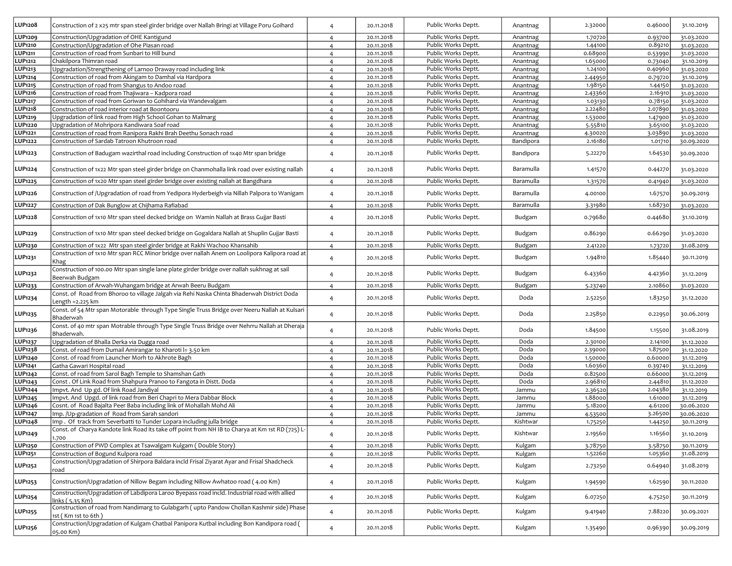| | | | | | | | | |
|---|---|---|---|---|---|---|---|---|
| LUP1208 | Construction of 2 x25 mtr span steel girder bridge over Nallah Bringi at Village Poru Goihard | 4 | 20.11.2018 | Public Works Deptt. | Anantnag | 2.32000 | 0.46000 | 31.10.2019 |
| LUP1209 | Construction/Upgradation of OHE Kantigund | 4 | 20.11.2018 | Public Works Deptt. | Anantnag | 1.70720 | 0.93700 | 31.03.2020 |
| LUP1210 | Construction/Upgradation of Ohe Piasan road | 4 | 20.11.2018 | Public Works Deptt. | Anantnag | 1.44100 | 0.89210 | 31.03.2020 |
| LUP1211 | Construction of road from Sunbari to Hill bund | 4 | 20.11.2018 | Public Works Deptt. | Anantnag | 0.68900 | 0.53990 | 31.03.2020 |
| LUP1212 | Chakilpora Thimran road | 4 | 20.11.2018 | Public Works Deptt. | Anantnag | 1.65000 | 0.73040 | 31.10.2019 |
| LUP1213 | Upgradation/Strengthening of Larnoo Draway road including link | 4 | 20.11.2018 | Public Works Deptt. | Anantnag | 1.24100 | 0.40960 | 31.03.2020 |
| LUP1214 | Construction of road from Akingam to Damhal via Hardpora | 4 | 20.11.2018 | Public Works Deptt. | Anantnag | 2.44950 | 0.79720 | 31.10.2019 |
| LUP1215 | Construction of road from Shangus to Andoo road | 4 | 20.11.2018 | Public Works Deptt. | Anantnag | 1.98150 | 1.44150 | 31.03.2020 |
| LUP1216 | Construction of road from Thajiwara – Kadpora road | 4 | 20.11.2018 | Public Works Deptt. | Anantnag | 2.43360 | 2.16910 | 31.03.2020 |
| LUP1217 | Construction of road from Goriwan to Gohihard via Wandevalgam | 4 | 20.11.2018 | Public Works Deptt. | Anantnag | 1.03130 | 0.78150 | 31.03.2020 |
| LUP1218 | Construction of road interior road at Boontooru | 4 | 20.11.2018 | Public Works Deptt. | Anantnag | 2.22480 | 2.07890 | 31.03.2020 |
| LUP1219 | Upgradation of link road from High School Gohan to Malmarg | 4 | 20.11.2018 | Public Works Deptt. | Anantnag | 1.53000 | 1.47900 | 31.03.2020 |
| LUP1220 | Upgradation of Mohripora Kandiwara Soaf road | 4 | 20.11.2018 | Public Works Deptt. | Anantnag | 5.55810 | 3.65100 | 31.03.2020 |
| LUP1221 | Construction of road from Ranipora Rakhi Brah Deethu Sonach road | 4 | 20.11.2018 | Public Works Deptt. | Anantnag | 4.30020 | 3.03890 | 31.03.2020 |
| LUP1222 | Construction of Sardab Tatroon Khutroon road | 4 | 20.11.2018 | Public Works Deptt. | Bandipora | 2.16180 | 1.01710 | 30.09.2020 |
| LUP1223 | Construction of Badugam wazirthal road including Construction of 1x40 Mtr span bridge | 4 | 20.11.2018 | Public Works Deptt. | Bandipora | 5.22270 | 1.64530 | 30.09.2020 |
| LUP1224 | Construction of 1x22 Mtr span steel girder bridge on Chanmohalla link road over existing nallah | 4 | 20.11.2018 | Public Works Deptt. | Baramulla | 1.41570 | 0.44270 | 31.03.2020 |
| LUP1225 | Construction of 1x20 Mtr span steel girder bridge over existing nallah at Bangdhara | 4 | 20.11.2018 | Public Works Deptt. | Baramulla | 1.31570 | 0.41940 | 31.03.2020 |
| LUP1226 | Construction of /Upgradation of road from Yedipora Hyderbeigh via Nillah Palpora to Wanigam | 4 | 20.11.2018 | Public Works Deptt. | Baramulla | 4.00100 | 1.67570 | 30.09.2019 |
| LUP1227 | Construction of Dak Bunglow at Chijhama Rafiabad | 4 | 20.11.2018 | Public Works Deptt. | Baramulla | 3.31980 | 1.68730 | 31.03.2020 |
| LUP1228 | Construction of 1x10 Mtr span steel decked bridge on Wamin Nallah at Brass Gujjar Basti | 4 | 20.11.2018 | Public Works Deptt. | Budgam | 0.79680 | 0.44680 | 31.10.2019 |
| LUP1229 | Construction of 1x10 Mtr span steel decked bridge on Gogaldara Nallah at Shuplin Gujjar Basti | 4 | 20.11.2018 | Public Works Deptt. | Budgam | 0.86290 | 0.66290 | 31.03.2020 |
| LUP1230 | Construction of 1x22 Mtr span steel girder bridge at Rakhi Wachoo Khansahib | 4 | 20.11.2018 | Public Works Deptt. | Budgam | 2.41220 | 1.73720 | 31.08.2019 |
| LUP1231 | Construction of 1x10 Mtr span RCC Minor bridge over nallah Anem on Loolipora Kalipora road at Khag | 4 | 20.11.2018 | Public Works Deptt. | Budgam | 1.94810 | 1.85440 | 30.11.2019 |
| LUP1232 | Construction of 100.00 Mtr span single lane plate girder bridge over nallah sukhnag at sail Beerwah Budgam | 4 | 20.11.2018 | Public Works Deptt. | Budgam | 6.43360 | 4.42360 | 31.12.2019 |
| LUP1233 | Construction of Arwah-Wuhangam bridge at Arwah Beeru Budgam | 4 | 20.11.2018 | Public Works Deptt. | Budgam | 5.23740 | 2.10860 | 31.03.2020 |
| LUP1234 | Const. of Road from Bhoroo to village Jalgah via Rehi Naska Chinta Bhaderwah District Doda Length =2.225 km | 4 | 20.11.2018 | Public Works Deptt. | Doda | 2.52250 | 1.83250 | 31.12.2020 |
| LUP1235 | Const. of 54 Mtr span Motorable through Type Single Truss Bridge over Neeru Nallah at Kulsari Bhaderwah | 4 | 20.11.2018 | Public Works Deptt. | Doda | 2.25850 | 0.22950 | 30.06.2019 |
| LUP1236 | Const. of 40 mtr span Motrable through Type Single Truss Bridge over Nehrru Nallah at Dheraja Bhaderwah. | 4 | 20.11.2018 | Public Works Deptt. | Doda | 1.84500 | 1.15500 | 31.08.2019 |
| LUP1237 | Upgradation of Bhalla Derka via Dugga road | 4 | 20.11.2018 | Public Works Deptt. | Doda | 2.30100 | 2.14100 | 31.12.2020 |
| LUP1238 | Const. of road from Dumail Amirangar to Kharoti l= 3.50 km | 4 | 20.11.2018 | Public Works Deptt. | Doda | 2.39000 | 1.87500 | 31.12.2020 |
| LUP1240 | Const. of road from Launcher Morh to Akhrote Bagh | 4 | 20.11.2018 | Public Works Deptt. | Doda | 1.50000 | 0.60000 | 31.12.2019 |
| LUP1241 | Gatha Gawari Hospital road | 4 | 20.11.2018 | Public Works Deptt. | Doda | 1.60360 | 0.39740 | 31.12.2019 |
| LUP1242 | Const. of road from Sarol Bagh Temple to Shamshan Gath | 4 | 20.11.2018 | Public Works Deptt. | Doda | 0.82500 | 0.66000 | 31.12.2019 |
| LUP1243 | Const . Of Link Road from Shahpura Pranoo to Fangota in Distt. Doda | 4 | 20.11.2018 | Public Works Deptt. | Doda | 2.96810 | 2.44810 | 31.12.2020 |
| LUP1244 | Impvt. And Up gd. Of link Road Jandiyal | 4 | 20.11.2018 | Public Works Deptt. | Jammu | 2.36520 | 2.04380 | 31.12.2019 |
| LUP1245 | Impvt. And Upgd. of link road from Beri Chapri to Mera Dabbar Block | 4 | 20.11.2018 | Public Works Deptt. | Jammu | 1.88000 | 1.61000 | 31.12.2019 |
| LUP1246 | Cosnt. of Road Bajalta Peer Baba including link of Mohallah Mohd Ali | 4 | 20.11.2018 | Public Works Deptt. | Jammu | 5.18200 | 4.61200 | 30.06.2020 |
| LUP1247 | Imp. /Up-gradation of Road from Sarah sandori | 4 | 20.11.2018 | Public Works Deptt. | Jammu | 4.53500 | 3.26500 | 30.06.2020 |
| LUP1248 | Imp . Of track from Severbatti to Tunder Lopara including julla bridge | 4 | 20.11.2018 | Public Works Deptt. | Kishtwar | 1.75250 | 1.44250 | 30.11.2019 |
| LUP1249 | Const. of Charya Kandote link Road its take off point from NH IB to Charya at Km 1st RD (725) L-1.700 | 4 | 20.11.2018 | Public Works Deptt. | Kishtwar | 2.19560 | 1.16560 | 31.10.2019 |
| LUP1250 | Construction of PWD Complex at Tsawalgam Kulgam ( Double Story) | 4 | 20.11.2018 | Public Works Deptt. | Kulgam | 3.78750 | 3.58750 | 30.11.2019 |
| LUP1251 | Construction of Bogund Kulpora road | 4 | 20.11.2018 | Public Works Deptt. | Kulgam | 1.52260 | 1.05360 | 31.08.2019 |
| LUP1252 | Construction/Upgradation of Shirpora Baldara incld Frisal Ziyarat Ayar and Frisal Shadcheck road | 4 | 20.11.2018 | Public Works Deptt. | Kulgam | 2.73250 | 0.64940 | 31.08.2019 |
| LUP1253 | Construction/Upgradation of Nillow Begam including Nillow Awhatoo road ( 4.00 Km) | 4 | 20.11.2018 | Public Works Deptt. | Kulgam | 1.94590 | 1.62590 | 30.11.2020 |
| LUP1254 | Construction/Upgradation of Labdipora Laroo Byepass road incld. Industrial road with allied links ( 5.35 Km) | 4 | 20.11.2018 | Public Works Deptt. | Kulgam | 6.07250 | 4.75250 | 30.11.2019 |
| LUP1255 | Construction of road from Nandimarg to Gulabgarh ( upto Pandow Chollan Kashmir side) Phase 1st ( Km 1st to 6th ) | 4 | 20.11.2018 | Public Works Deptt. | Kulgam | 9.41940 | 7.88220 | 30.09.2021 |
| LUP1256 | Construction/Upgradation of Kulgam Chatbal Panipora Kutbal including Bon Kandipora road ( 05.00 Km) | 4 | 20.11.2018 | Public Works Deptt. | Kulgam | 1.35490 | 0.96390 | 30.09.2019 |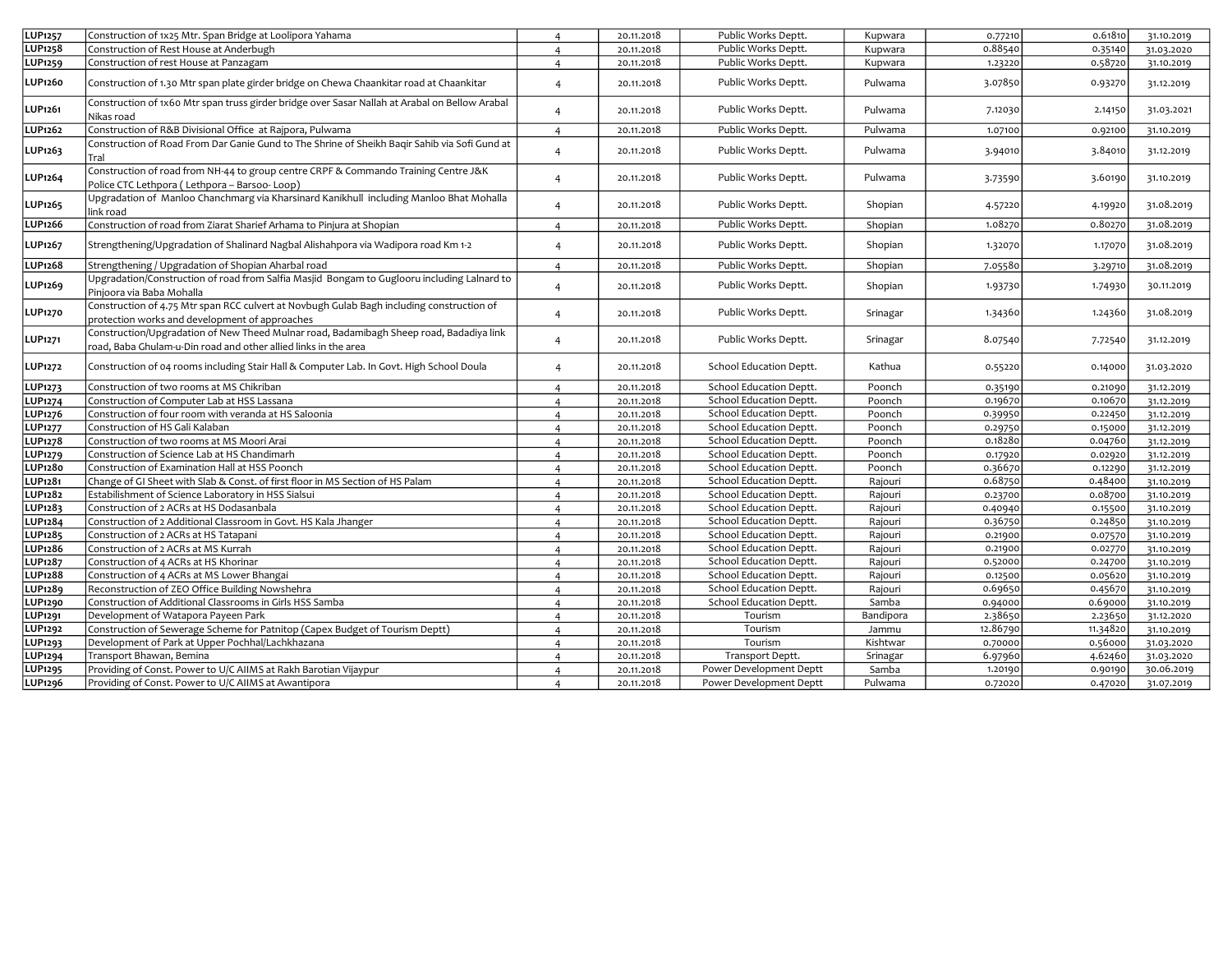| | | | | | | | | |
|---|---|---|---|---|---|---|---|---|
| LUP1257 | Construction of 1x25 Mtr. Span Bridge at Loolipora Yahama | 4 | 20.11.2018 | Public Works Deptt. | Kupwara | 0.77210 | 0.61810 | 31.10.2019 |
| LUP1258 | Construction of Rest House at Anderbugh | 4 | 20.11.2018 | Public Works Deptt. | Kupwara | 0.88540 | 0.35140 | 31.03.2020 |
| LUP1259 | Construction of rest House at Panzagam | 4 | 20.11.2018 | Public Works Deptt. | Kupwara | 1.23220 | 0.58720 | 31.10.2019 |
| LUP1260 | Construction of 1.30 Mtr span plate girder bridge on Chewa Chaankitar road at Chaankitar | 4 | 20.11.2018 | Public Works Deptt. | Pulwama | 3.07850 | 0.93270 | 31.12.2019 |
| LUP1261 | Construction of 1x60 Mtr span truss girder bridge over Sasar Nallah at Arabal on Bellow Arabal Nikas road | 4 | 20.11.2018 | Public Works Deptt. | Pulwama | 7.12030 | 2.14150 | 31.03.2021 |
| LUP1262 | Construction of R&B Divisional Office at Rajpora, Pulwama | 4 | 20.11.2018 | Public Works Deptt. | Pulwama | 1.07100 | 0.92100 | 31.10.2019 |
| LUP1263 | Construction of Road From Dar Ganie Gund to The Shrine of Sheikh Baqir Sahib via Sofi Gund at Tral | 4 | 20.11.2018 | Public Works Deptt. | Pulwama | 3.94010 | 3.84010 | 31.12.2019 |
| LUP1264 | Construction of road from NH-44 to group centre CRPF & Commando Training Centre J&K Police CTC Lethpora ( Lethpora – Barsoo- Loop) | 4 | 20.11.2018 | Public Works Deptt. | Pulwama | 3.73590 | 3.60190 | 31.10.2019 |
| LUP1265 | Upgradation of Manloo Chanchmarg via Kharsinard Kanikhull including Manloo Bhat Mohalla link road | 4 | 20.11.2018 | Public Works Deptt. | Shopian | 4.57220 | 4.19920 | 31.08.2019 |
| LUP1266 | Construction of road from Ziarat Sharief Arhama to Pinjura at Shopian | 4 | 20.11.2018 | Public Works Deptt. | Shopian | 1.08270 | 0.80270 | 31.08.2019 |
| LUP1267 | Strengthening/Upgradation of Shalinard Nagbal Alishahpora via Wadipora road Km 1-2 | 4 | 20.11.2018 | Public Works Deptt. | Shopian | 1.32070 | 1.17070 | 31.08.2019 |
| LUP1268 | Strengthening / Upgradation of Shopian Aharbal road | 4 | 20.11.2018 | Public Works Deptt. | Shopian | 7.05580 | 3.29710 | 31.08.2019 |
| LUP1269 | Upgradation/Construction of road from Salfia Masjid Bongam to Guglooru including Lalnard to Pinjoora via Baba Mohalla | 4 | 20.11.2018 | Public Works Deptt. | Shopian | 1.93730 | 1.74930 | 30.11.2019 |
| LUP1270 | Construction of 4.75 Mtr span RCC culvert at Novbugh Gulab Bagh including construction of protection works and development of approaches | 4 | 20.11.2018 | Public Works Deptt. | Srinagar | 1.34360 | 1.24360 | 31.08.2019 |
| LUP1271 | Construction/Upgradation of New Theed Mulnar road, Badamibagh Sheep road, Badadiya link road, Baba Ghulam-u-Din road and other allied links in the area | 4 | 20.11.2018 | Public Works Deptt. | Srinagar | 8.07540 | 7.72540 | 31.12.2019 |
| LUP1272 | Construction of 04 rooms including Stair Hall & Computer Lab. In Govt. High School Doula | 4 | 20.11.2018 | School Education Deptt. | Kathua | 0.55220 | 0.14000 | 31.03.2020 |
| LUP1273 | Construction of two rooms at MS Chikriban | 4 | 20.11.2018 | School Education Deptt. | Poonch | 0.35190 | 0.21090 | 31.12.2019 |
| LUP1274 | Construction of Computer Lab at HSS Lassana | 4 | 20.11.2018 | School Education Deptt. | Poonch | 0.19670 | 0.10670 | 31.12.2019 |
| LUP1276 | Construction of four room with veranda at HS Saloonia | 4 | 20.11.2018 | School Education Deptt. | Poonch | 0.39950 | 0.22450 | 31.12.2019 |
| LUP1277 | Construction of HS Gali Kalaban | 4 | 20.11.2018 | School Education Deptt. | Poonch | 0.29750 | 0.15000 | 31.12.2019 |
| LUP1278 | Construction of two rooms at MS Moori Arai | 4 | 20.11.2018 | School Education Deptt. | Poonch | 0.18280 | 0.04760 | 31.12.2019 |
| LUP1279 | Construction of Science Lab at HS Chandimarh | 4 | 20.11.2018 | School Education Deptt. | Poonch | 0.17920 | 0.02920 | 31.12.2019 |
| LUP1280 | Construction of Examination Hall at HSS Poonch | 4 | 20.11.2018 | School Education Deptt. | Poonch | 0.36670 | 0.12290 | 31.12.2019 |
| LUP1281 | Change of GI Sheet with Slab & Const. of first floor in MS Section of HS Palam | 4 | 20.11.2018 | School Education Deptt. | Rajouri | 0.68750 | 0.48400 | 31.10.2019 |
| LUP1282 | Estabilishment of Science Laboratory in HSS Sialsui | 4 | 20.11.2018 | School Education Deptt. | Rajouri | 0.23700 | 0.08700 | 31.10.2019 |
| LUP1283 | Construction of 2 ACRs at HS Dodasanbala | 4 | 20.11.2018 | School Education Deptt. | Rajouri | 0.40940 | 0.15500 | 31.10.2019 |
| LUP1284 | Construction of 2 Additional Classroom in Govt. HS Kala Jhanger | 4 | 20.11.2018 | School Education Deptt. | Rajouri | 0.36750 | 0.24850 | 31.10.2019 |
| LUP1285 | Construction of 2 ACRs at HS Tatapani | 4 | 20.11.2018 | School Education Deptt. | Rajouri | 0.21900 | 0.07570 | 31.10.2019 |
| LUP1286 | Construction of 2 ACRs at MS Kurrah | 4 | 20.11.2018 | School Education Deptt. | Rajouri | 0.21900 | 0.02770 | 31.10.2019 |
| LUP1287 | Construction of 4 ACRs at HS Khorinar | 4 | 20.11.2018 | School Education Deptt. | Rajouri | 0.52000 | 0.24700 | 31.10.2019 |
| LUP1288 | Construction of 4 ACRs at MS Lower Bhangai | 4 | 20.11.2018 | School Education Deptt. | Rajouri | 0.12500 | 0.05620 | 31.10.2019 |
| LUP1289 | Reconstruction of ZEO Office Building Nowshehra | 4 | 20.11.2018 | School Education Deptt. | Rajouri | 0.69650 | 0.45670 | 31.10.2019 |
| LUP1290 | Construction of Additional Classrooms in Girls HSS Samba | 4 | 20.11.2018 | School Education Deptt. | Samba | 0.94000 | 0.69000 | 31.10.2019 |
| LUP1291 | Development of Watapora Payeen Park | 4 | 20.11.2018 | Tourism | Bandipora | 2.38650 | 2.23650 | 31.12.2020 |
| LUP1292 | Construction of Sewerage Scheme for Patnitop (Capex Budget of Tourism Deptt) | 4 | 20.11.2018 | Tourism | Jammu | 12.86790 | 11.34820 | 31.10.2019 |
| LUP1293 | Development of Park at Upper Pochhal/Lachkhazana | 4 | 20.11.2018 | Tourism | Kishtwar | 0.70000 | 0.56000 | 31.03.2020 |
| LUP1294 | Transport Bhawan, Bemina | 4 | 20.11.2018 | Transport Deptt. | Srinagar | 6.97960 | 4.62460 | 31.03.2020 |
| LUP1295 | Providing of Const. Power to U/C AIIMS at Rakh Barotian Vijaypur | 4 | 20.11.2018 | Power Development Deptt | Samba | 1.20190 | 0.90190 | 30.06.2019 |
| LUP1296 | Providing of Const. Power to U/C AIIMS at Awantipora | 4 | 20.11.2018 | Power Development Deptt | Pulwama | 0.72020 | 0.47020 | 31.07.2019 |